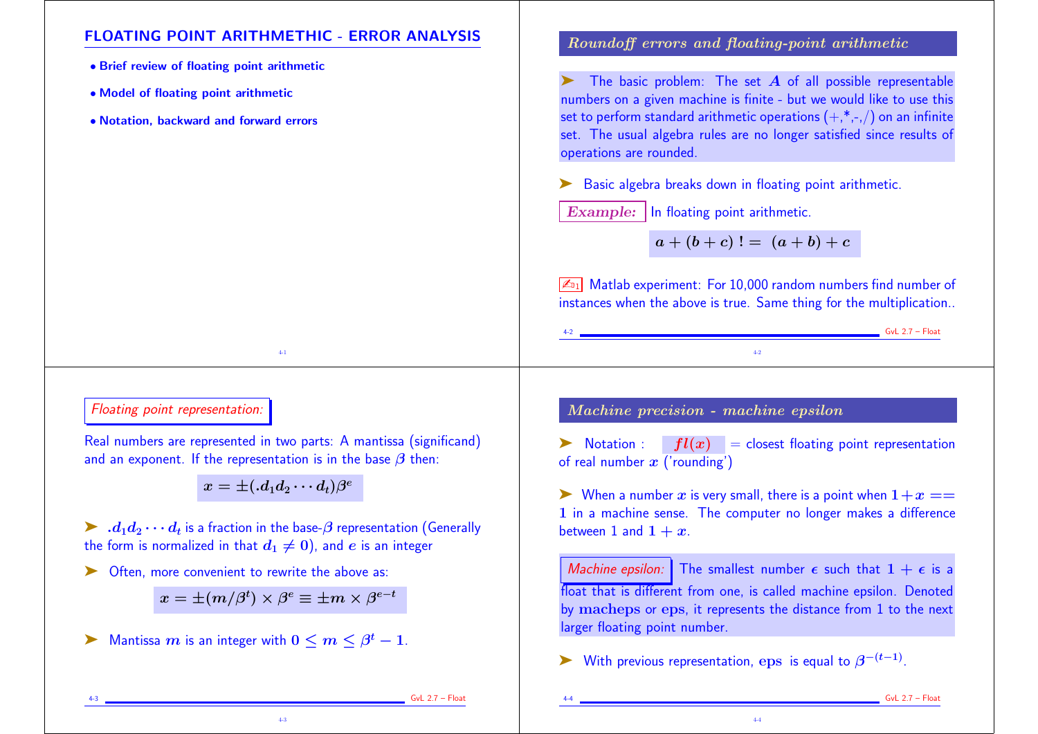# FLOATING POINT ARITHMETIC - ERROR ANALYSIS

- Brief review of floating point arithmetic
- Model of floating point arithmetic
- Notation, backward and forward errors

## Roundoff errors and floating-point arithmetic

➤ The basic problem: The set $A$ of all possible representable numbers on a given machine is finite - but we would like to use this set to perform standard arithmetic operations (+,*,-,/) on an infinite set. The usual algebra rules are no longer satisfied since results of operations are rounded.

➤ Basic algebra breaks down in floating point arithmetic.

*Example:* In floating point arithmetic.

$$a + (b + c) \,!= \,(a + b) + c$$

✍[1] Matlab experiment: For 10,000 random numbers find number of instances when the above is true. Same thing for the multiplication..

## Floating point representation:

Real numbers are represented in two parts: A mantissa (significand) and an exponent. If the representation is in the base $\beta$ then:

$$x = \pm(.d_1 d_2 \cdots d_t)\beta^e$$

➤ $.d_1 d_2 \cdots d_t$ is a fraction in the base-$\beta$ representation (Generally the form is normalized in that $d_1 \neq 0$), and $e$ is an integer

➤ Often, more convenient to rewrite the above as:

$$x = \pm(m/\beta^t) \times \beta^e \equiv \pm m \times \beta^{e-t}$$

➤ Mantissa $m$ is an integer with $0 \leq m \leq \beta^t - 1$.

## Machine precision - machine epsilon

➤ Notation : $fl(x)$ = closest floating point representation of real number $x$ ('rounding')

➤ When a number $x$ is very small, there is a point when $1 + x == 1$ in a machine sense. The computer no longer makes a difference between 1 and $1 + x$.

*Machine epsilon:* The smallest number $\epsilon$ such that $1 + \epsilon$ is a float that is different from one, is called machine epsilon. Denoted by $\mathbf{macheps}$ or $\mathbf{eps}$, it represents the distance from 1 to the next larger floating point number.

➤ With previous representation, $\mathbf{eps}$ is equal to $\beta^{-(t-1)}$.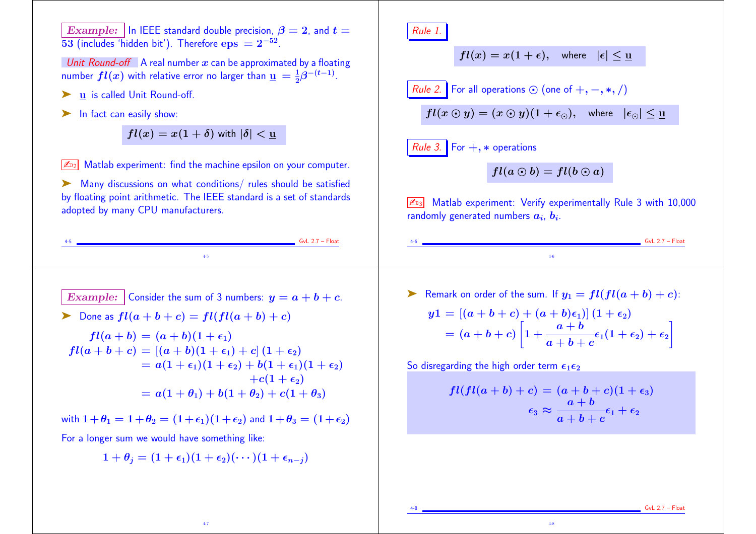**Example:** In IEEE standard double precision, $\beta = 2$, and $t = 53$ (includes 'hidden bit'). Therefore $\mathbf{eps} = 2^{-52}$.

*Unit Round-off* A real number $x$ can be approximated by a floating number $fl(x)$ with relative error no larger than $\underline{\mathbf{u}} = \frac{1}{2}\beta^{-(t-1)}$.

- $\underline{\mathbf{u}}$ is called Unit Round-off.
- In fact can easily show:

$$fl(x) = x(1+\delta) \text{ with } |\delta| < \underline{\mathbf{u}}$$

✍ Matlab experiment: find the machine epsilon on your computer.

- Many discussions on what conditions/ rules should be satisfied by floating point arithmetic. The IEEE standard is a set of standards adopted by many CPU manufacturers.

*Rule 1.*

$$fl(x) = x(1+\epsilon), \quad \text{where} \quad |\epsilon| \le \underline{\mathbf{u}}$$

*Rule 2.* For all operations $\odot$ (one of $+, -, *, /$)

$$fl(x \odot y) = (x \odot y)(1+\epsilon_\odot), \quad \text{where} \quad |\epsilon_\odot| \le \underline{\mathbf{u}}$$

*Rule 3.* For $+, *$ operations

$$fl(a \odot b) = fl(b \odot a)$$

✍ Matlab experiment: Verify experimentally Rule 3 with 10,000 randomly generated numbers $a_i$, $b_i$.

**Example:** Consider the sum of 3 numbers: $y = a + b + c$.

- Done as $fl(a+b+c) = fl(fl(a+b)+c)$

$$\begin{aligned}
fl(a+b) &= (a+b)(1+\epsilon_1) \\
fl(a+b+c) &= [(a+b)(1+\epsilon_1)+c](1+\epsilon_2) \\
&= a(1+\epsilon_1)(1+\epsilon_2) + b(1+\epsilon_1)(1+\epsilon_2) \\
&\quad + c(1+\epsilon_2) \\
&= a(1+\theta_1) + b(1+\theta_2) + c(1+\theta_3)
\end{aligned}$$

with $1+\theta_1 = 1+\theta_2 = (1+\epsilon_1)(1+\epsilon_2)$ and $1+\theta_3 = (1+\epsilon_2)$

For a longer sum we would have something like:

$$1+\theta_j = (1+\epsilon_1)(1+\epsilon_2)(\cdots)(1+\epsilon_{n-j})$$

- Remark on order of the sum. If $y_1 = fl(fl(a+b)+c)$:

$$\begin{aligned}
y1 &= [(a+b+c) + (a+b)\epsilon_1](1+\epsilon_2) \\
&= (a+b+c)\left[1 + \frac{a+b}{a+b+c}\epsilon_1(1+\epsilon_2) + \epsilon_2\right]
\end{aligned}$$

So disregarding the high order term $\epsilon_1\epsilon_2$

$$\begin{aligned}
fl(fl(a+b)+c) &= (a+b+c)(1+\epsilon_3) \\
\epsilon_3 &\approx \frac{a+b}{a+b+c}\epsilon_1 + \epsilon_2
\end{aligned}$$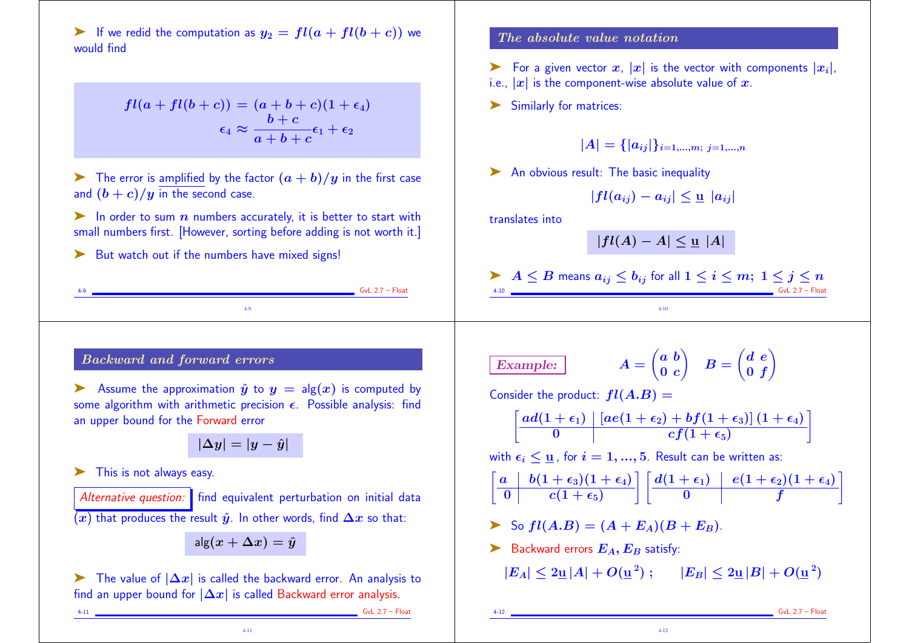➤ If we redid the computation as $y_2 = fl(a + fl(b + c))$ we would find

$$fl(a + fl(b + c)) = (a + b + c)(1 + \epsilon_4)$$
$$\epsilon_4 \approx \frac{b + c}{a + b + c}\epsilon_1 + \epsilon_2$$

➤ The error is amplified by the factor $(a + b)/y$ in the first case and $(b + c)/y$ in the second case.

➤ In order to sum $n$ numbers accurately, it is better to start with small numbers first. [However, sorting before adding is not worth it.]

➤ But watch out if the numbers have mixed signs!

## The absolute value notation

➤ For a given vector $x$, $|x|$ is the vector with components $|x_i|$, i.e., $|x|$ is the component-wise absolute value of $x$.

➤ Similarly for matrices:

$$|A| = \{|a_{ij}|\}_{i=1,\dots,m;\ j=1,\dots,n}$$

➤ An obvious result: The basic inequality

$$|fl(a_{ij}) - a_{ij}| \le \underline{\mathbf{u}}\ |a_{ij}|$$

translates into

$$|fl(A) - A| \le \underline{\mathbf{u}}\ |A|$$

➤ $A \le B$ means $a_{ij} \le b_{ij}$ for all $1 \le i \le m;\ 1 \le j \le n$

## Backward and forward errors

➤ Assume the approximation $\hat{y}$ to $y = \text{alg}(x)$ is computed by some algorithm with arithmetic precision $\epsilon$. Possible analysis: find an upper bound for the Forward error

$$|\Delta y| = |y - \hat{y}|$$

➤ This is not always easy.

*Alternative question:* find equivalent perturbation on initial data ($x$) that produces the result $\hat{y}$. In other words, find $\Delta x$ so that:

$$\text{alg}(x + \Delta x) = \hat{y}$$

➤ The value of $|\Delta x|$ is called the backward error. An analysis to find an upper bound for $|\Delta x|$ is called Backward error analysis.

**Example:** $\quad A = \begin{pmatrix} a & b \\ 0 & c \end{pmatrix} \quad B = \begin{pmatrix} d & e \\ 0 & f \end{pmatrix}$

Consider the product: $fl(A.B) =$

$$\left[\begin{array}{c|c} ad(1+\epsilon_1) & [ae(1+\epsilon_2) + bf(1+\epsilon_3)]\,(1+\epsilon_4) \\ \hline 0 & cf(1+\epsilon_5) \end{array}\right]$$

with $\epsilon_i \le \underline{\mathbf{u}}$, for $i = 1, \dots, 5$. Result can be written as:

$$\left[\begin{array}{c|c} a & b(1+\epsilon_3)(1+\epsilon_4) \\ \hline 0 & c(1+\epsilon_5) \end{array}\right] \left[\begin{array}{c|c} d(1+\epsilon_1) & e(1+\epsilon_2)(1+\epsilon_4) \\ \hline 0 & f \end{array}\right]$$

➤ So $fl(A.B) = (A + E_A)(B + E_B)$.

➤ Backward errors $E_A, E_B$ satisfy:

$$|E_A| \le 2\underline{\mathbf{u}}\,|A| + O(\underline{\mathbf{u}}^2)\ ; \qquad |E_B| \le 2\underline{\mathbf{u}}\,|B| + O(\underline{\mathbf{u}}^2)$$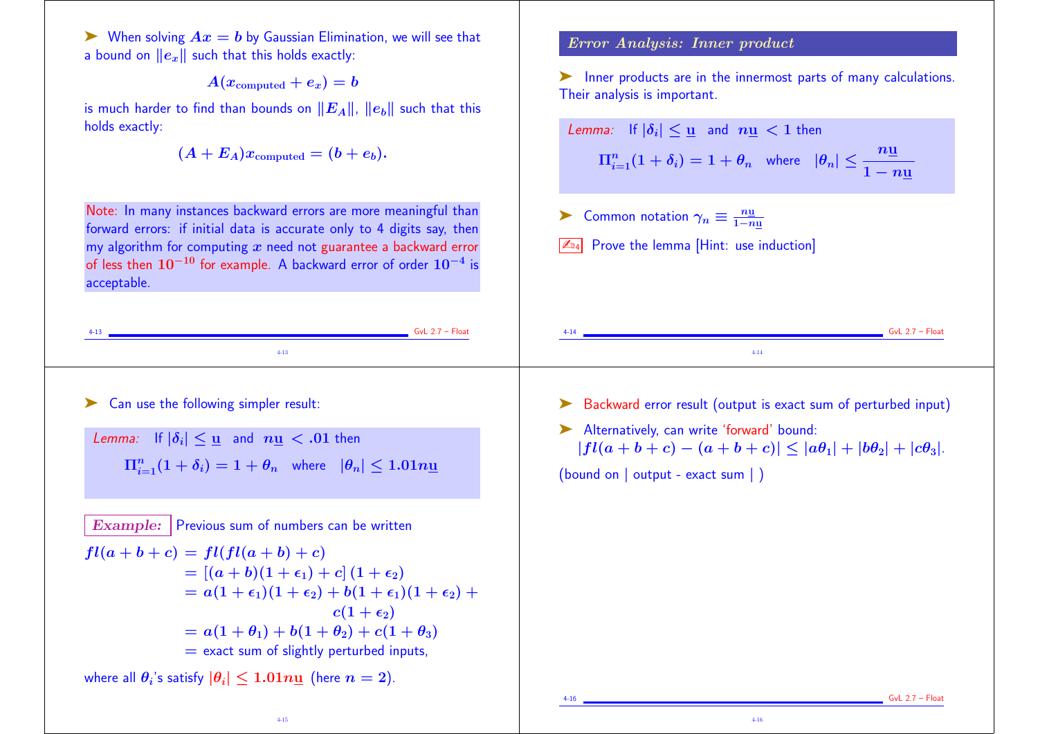➤ When solving $Ax = b$ by Gaussian Elimination, we will see that a bound on $\|e_x\|$ such that this holds exactly:

$$A(x_{\text{computed}} + e_x) = b$$

is much harder to find than bounds on $\|E_A\|$, $\|e_b\|$ such that this holds exactly:

$$(A + E_A)x_{\text{computed}} = (b + e_b).$$

Note: In many instances backward errors are more meaningful than forward errors: if initial data is accurate only to 4 digits say, then my algorithm for computing $x$ need not guarantee a backward error of less then $10^{-10}$ for example. A backward error of order $10^{-4}$ is acceptable.

## Error Analysis: Inner product

➤ Inner products are in the innermost parts of many calculations. Their analysis is important.

*Lemma:* If $|\delta_i| \leq \underline{\mathbf{u}}$ and $n\underline{\mathbf{u}} < 1$ then

$$\Pi_{i=1}^{n}(1 + \delta_i) = 1 + \theta_n \quad \text{where} \quad |\theta_n| \leq \frac{n\underline{\mathbf{u}}}{1 - n\underline{\mathbf{u}}}$$

➤ Common notation $\gamma_n \equiv \frac{n\underline{\mathbf{u}}}{1-n\underline{\mathbf{u}}}$

✍4 Prove the lemma [Hint: use induction]

➤ Can use the following simpler result:

*Lemma:* If $|\delta_i| \leq \underline{\mathbf{u}}$ and $n\underline{\mathbf{u}} < .01$ then

$$\Pi_{i=1}^{n}(1 + \delta_i) = 1 + \theta_n \quad \text{where} \quad |\theta_n| \leq 1.01n\underline{\mathbf{u}}$$

**Example:** Previous sum of numbers can be written

$$\begin{aligned}
fl(a + b + c) &= fl(fl(a + b) + c) \\
&= [(a + b)(1 + \epsilon_1) + c]\,(1 + \epsilon_2) \\
&= a(1 + \epsilon_1)(1 + \epsilon_2) + b(1 + \epsilon_1)(1 + \epsilon_2) + c(1 + \epsilon_2) \\
&= a(1 + \theta_1) + b(1 + \theta_2) + c(1 + \theta_3) \\
&= \text{exact sum of slightly perturbed inputs,}
\end{aligned}$$

where all $\theta_i$'s satisfy $|\theta_i| \leq 1.01n\underline{\mathbf{u}}$ (here $n = 2$).

➤ Backward error result (output is exact sum of perturbed input)

➤ Alternatively, can write 'forward' bound:
$|fl(a + b + c) - (a + b + c)| \leq |a\theta_1| + |b\theta_2| + |c\theta_3|$.

(bound on | output - exact sum | )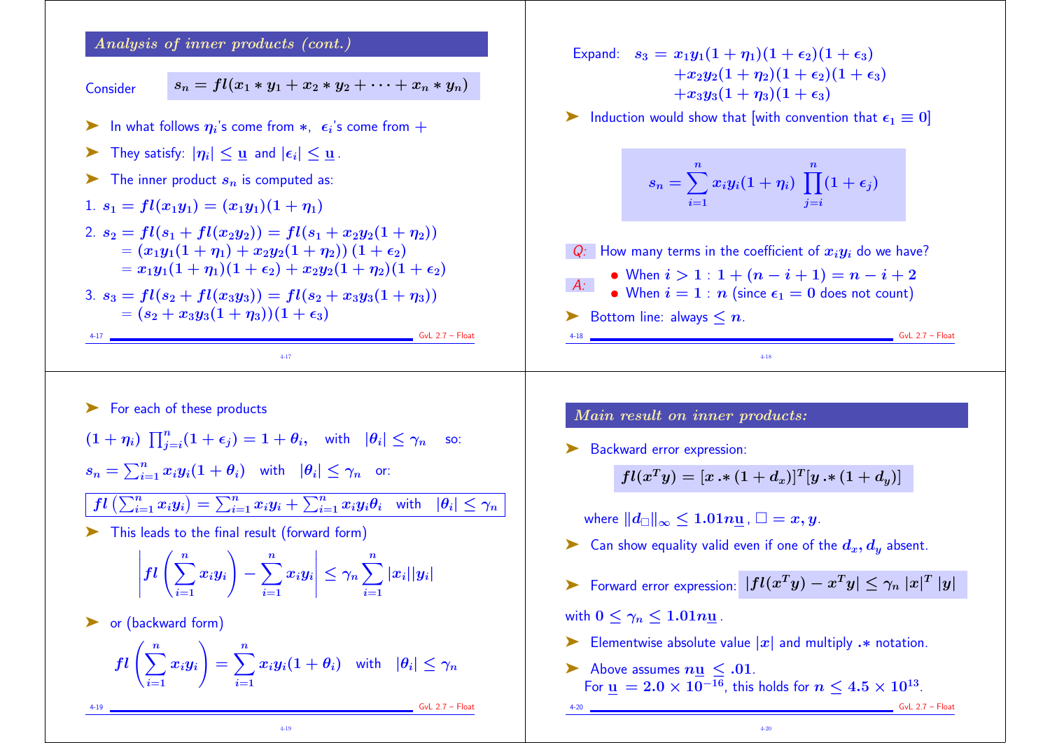## Analysis of inner products (cont.)

Consider $s_n = fl(x_1 * y_1 + x_2 * y_2 + \cdots + x_n * y_n)$

- In what follows $\eta_i$'s come from $*$, $\epsilon_i$'s come from $+$
- They satisfy: $|\eta_i| \leq \underline{\mathbf{u}}$ and $|\epsilon_i| \leq \underline{\mathbf{u}}$.
- The inner product $s_n$ is computed as:

1. $s_1 = fl(x_1 y_1) = (x_1 y_1)(1 + \eta_1)$
2. $s_2 = fl(s_1 + fl(x_2 y_2)) = fl(s_1 + x_2 y_2(1 + \eta_2))$
   $= (x_1 y_1(1 + \eta_1) + x_2 y_2(1 + \eta_2))(1 + \epsilon_2)$
   $= x_1 y_1(1 + \eta_1)(1 + \epsilon_2) + x_2 y_2(1 + \eta_2)(1 + \epsilon_2)$
3. $s_3 = fl(s_2 + fl(x_3 y_3)) = fl(s_2 + x_3 y_3(1 + \eta_3))$
   $= (s_2 + x_3 y_3(1 + \eta_3))(1 + \epsilon_3)$

Expand:

$$s_3 = x_1 y_1(1 + \eta_1)(1 + \epsilon_2)(1 + \epsilon_3) + x_2 y_2(1 + \eta_2)(1 + \epsilon_2)(1 + \epsilon_3) + x_3 y_3(1 + \eta_3)(1 + \epsilon_3)$$

- Induction would show that [with convention that $\epsilon_1 \equiv 0$]

$$s_n = \sum_{i=1}^{n} x_i y_i (1 + \eta_i) \prod_{j=i}^{n} (1 + \epsilon_j)$$

*Q:* How many terms in the coefficient of $x_i y_i$ do we have?

*A:*
- When $i > 1$ : $1 + (n - i + 1) = n - i + 2$
- When $i = 1$ : $n$ (since $\epsilon_1 = 0$ does not count)

- Bottom line: always $\leq n$.

- For each of these products

$(1 + \eta_i) \prod_{j=i}^{n}(1 + \epsilon_j) = 1 + \theta_i$, with $|\theta_i| \leq \gamma_n$ so:

$s_n = \sum_{i=1}^{n} x_i y_i (1 + \theta_i)$ with $|\theta_i| \leq \gamma_n$ or:

$$fl\left(\sum_{i=1}^{n} x_i y_i\right) = \sum_{i=1}^{n} x_i y_i + \sum_{i=1}^{n} x_i y_i \theta_i \quad \text{with} \quad |\theta_i| \leq \gamma_n$$

- This leads to the final result (forward form)

$$\left| fl\left(\sum_{i=1}^{n} x_i y_i\right) - \sum_{i=1}^{n} x_i y_i \right| \leq \gamma_n \sum_{i=1}^{n} |x_i||y_i|$$

- or (backward form)

$$fl\left(\sum_{i=1}^{n} x_i y_i\right) = \sum_{i=1}^{n} x_i y_i (1 + \theta_i) \quad \text{with} \quad |\theta_i| \leq \gamma_n$$

## Main result on inner products:

- Backward error expression:

$$fl(x^T y) = [x .* (1 + d_x)]^T [y .* (1 + d_y)]$$

where $\|d_\square\|_\infty \leq 1.01 n \underline{\mathbf{u}}$, $\square = x, y$.

- Can show equality valid even if one of the $d_x, d_y$ absent.
- Forward error expression: $|fl(x^T y) - x^T y| \leq \gamma_n \, |x|^T \, |y|$

with $0 \leq \gamma_n \leq 1.01 n \underline{\mathbf{u}}$.

- Elementwise absolute value $|x|$ and multiply $.*$ notation.
- Above assumes $n\underline{\mathbf{u}} \leq .01$.
  For $\underline{\mathbf{u}} = 2.0 \times 10^{-16}$, this holds for $n \leq 4.5 \times 10^{13}$.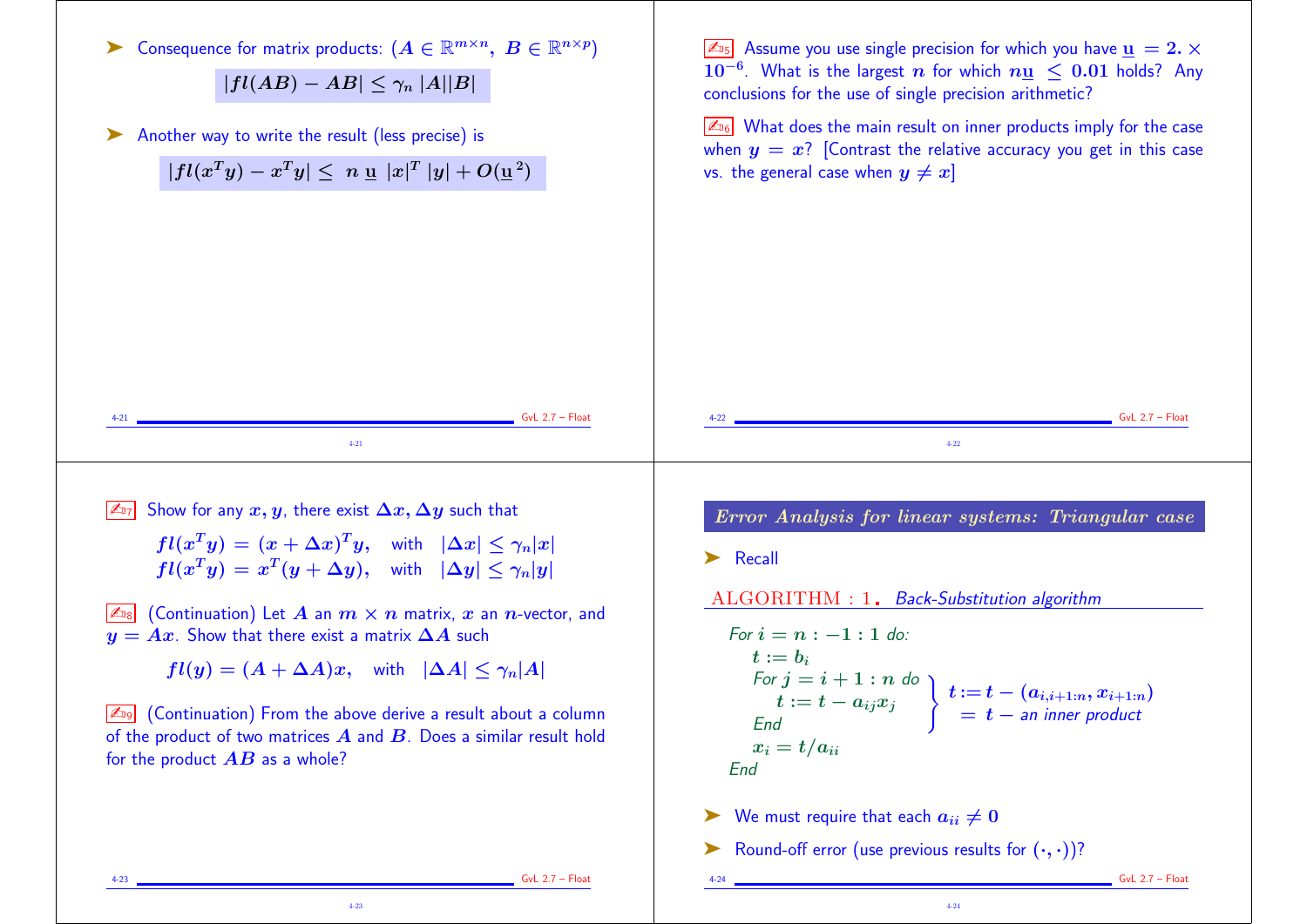- Consequence for matrix products: ($A \in \mathbb{R}^{m\times n}$, $B \in \mathbb{R}^{n\times p}$)

$$|fl(AB) - AB| \le \gamma_n\, |A||B|$$

- Another way to write the result (less precise) is

$$|fl(x^Ty) - x^Ty| \le\; n\,\underline{\mathbf{u}}\; |x|^T\,|y| + O(\underline{\mathbf{u}}^{\,2})$$

D5 Assume you use single precision for which you have $\underline{\mathbf{u}} = 2. \times 10^{-6}$. What is the largest $n$ for which $n\underline{\mathbf{u}} \le 0.01$ holds? Any conclusions for the use of single precision arithmetic?

D6 What does the main result on inner products imply for the case when $y = x$? [Contrast the relative accuracy you get in this case vs. the general case when $y \neq x$]

D7 Show for any $x, y$, there exist $\Delta x, \Delta y$ such that

$$fl(x^Ty) = (x + \Delta x)^T y, \quad \text{with} \quad |\Delta x| \le \gamma_n |x|$$
$$fl(x^Ty) = x^T(y + \Delta y), \quad \text{with} \quad |\Delta y| \le \gamma_n |y|$$

D8 (Continuation) Let $A$ an $m \times n$ matrix, $x$ an $n$-vector, and $y = Ax$. Show that there exist a matrix $\Delta A$ such

$$fl(y) = (A + \Delta A)x, \quad \text{with} \quad |\Delta A| \le \gamma_n |A|$$

D9 (Continuation) From the above derive a result about a column of the product of two matrices $A$ and $B$. Does a similar result hold for the product $AB$ as a whole?

## Error Analysis for linear systems: Triangular case

- Recall

ALGORITHM : 1. *Back-Substitution algorithm*

```
For i = n : -1 : 1 do:
    t := b_i
    For j = i + 1 : n do       } t := t - (a_{i,i+1:n}, x_{i+1:n})
        t := t - a_{ij} x_j    }    = t - an inner product
    End
    x_i = t / a_ii
End
```

- We must require that each $a_{ii} \neq 0$
- Round-off error (use previous results for $(\cdot, \cdot)$)?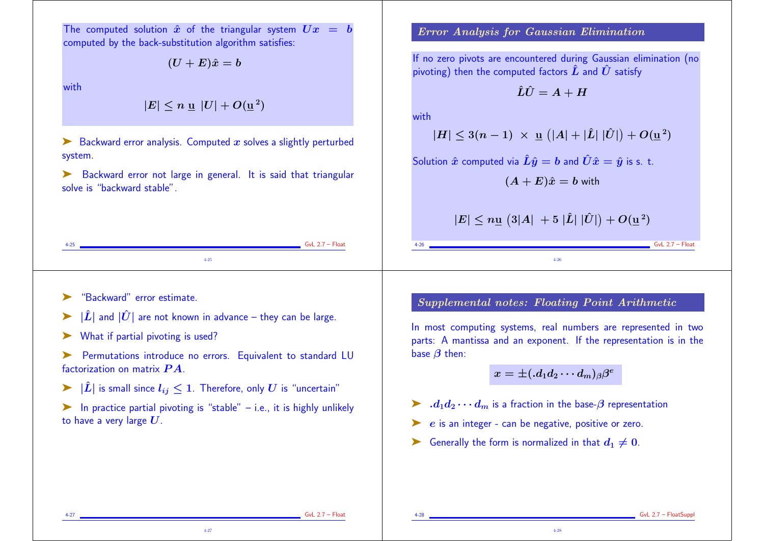The computed solution $\hat{x}$ of the triangular system $Ux = b$ computed by the back-substitution algorithm satisfies:

$$(U + E)\hat{x} = b$$

with

$$|E| \leq n \, \underline{\mathbf{u}} \, |U| + O(\underline{\mathbf{u}}^2)$$

- Backward error analysis. Computed $x$ solves a slightly perturbed system.
- Backward error not large in general. It is said that triangular solve is "backward stable".

## *Error Analysis for Gaussian Elimination*

If no zero pivots are encountered during Gaussian elimination (no pivoting) then the computed factors $\hat{L}$ and $\hat{U}$ satisfy

$$\hat{L}\hat{U} = A + H$$

with

$$|H| \leq 3(n-1) \, \times \, \underline{\mathbf{u}} \left( |A| + |\hat{L}| \, |\hat{U}| \right) + O(\underline{\mathbf{u}}^2)$$

Solution $\hat{x}$ computed via $\hat{L}\hat{y} = b$ and $\hat{U}\hat{x} = \hat{y}$ is s. t.

$$(A + E)\hat{x} = b \text{ with}$$

$$|E| \leq n\underline{\mathbf{u}} \left( 3|A| \, + 5 \, |\hat{L}| \, |\hat{U}| \right) + O(\underline{\mathbf{u}}^2)$$

- "Backward" error estimate.
- $|\hat{L}|$ and $|\hat{U}|$ are not known in advance – they can be large.
- What if partial pivoting is used?
- Permutations introduce no errors. Equivalent to standard LU factorization on matrix $PA$.
- $|\hat{L}|$ is small since $l_{ij} \leq 1$. Therefore, only $U$ is "uncertain"
- In practice partial pivoting is "stable" – i.e., it is highly unlikely to have a very large $U$.

## *Supplemental notes: Floating Point Arithmetic*

In most computing systems, real numbers are represented in two parts: A mantissa and an exponent. If the representation is in the base $\beta$ then:

$$x = \pm(.d_1 d_2 \cdots d_m)_\beta \beta^e$$

- $.d_1 d_2 \cdots d_m$ is a fraction in the base-$\beta$ representation
- $e$ is an integer - can be negative, positive or zero.
- Generally the form is normalized in that $d_1 \neq 0$.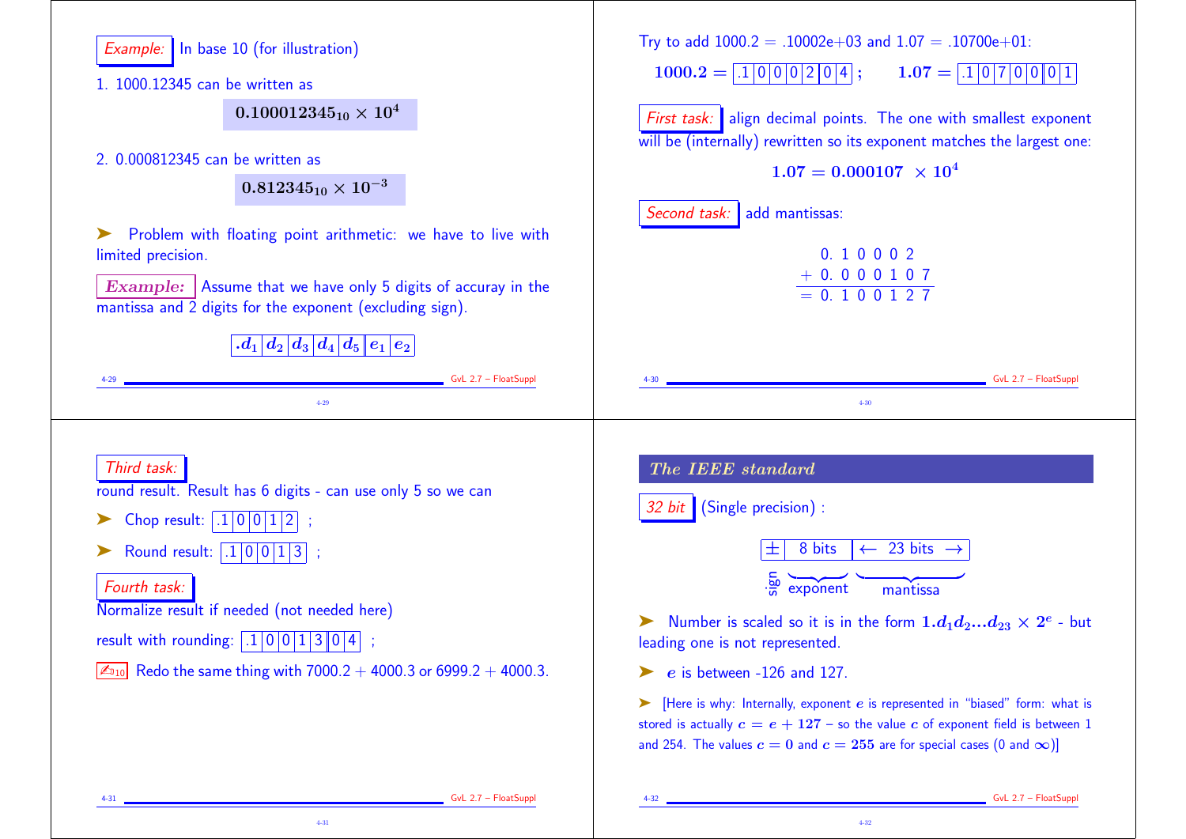*Example:* In base 10 (for illustration)

1. 1000.12345 can be written as

$$0.100012345_{10} \times 10^4$$

2. 0.000812345 can be written as

$$0.812345_{10} \times 10^{-3}$$

➤ Problem with floating point arithmetic: we have to live with limited precision.

***Example:*** Assume that we have only 5 digits of accuray in the mantissa and 2 digits for the exponent (excluding sign).

| $.d_1$ | $d_2$ | $d_3$ | $d_4$ | $d_5$ | $e_1$ | $e_2$ |
|---|---|---|---|---|---|---|

Try to add 1000.2 = .10002e+03 and 1.07 = .10700e+01:

$\mathbf{1000.2} =$ | .1 | 0 | 0 | 0 | 2 | 0 | 4 | ; $\mathbf{1.07} =$ | .1 | 0 | 7 | 0 | 0 | 0 | 1 |

*First task:* align decimal points. The one with smallest exponent will be (internally) rewritten so its exponent matches the largest one:

$$1.07 = 0.000107 \times 10^4$$

*Second task:* add mantissas:

$$\begin{array}{r} 0.\ 1\ 0\ 0\ 0\ 2\phantom{\ 0\ 7} \\ +\ 0.\ 0\ 0\ 0\ 1\ 0\ 7 \\ \hline =\ 0.\ 1\ 0\ 0\ 1\ 2\ 7 \end{array}$$

*Third task:* round result. Result has 6 digits - can use only 5 so we can

➤ Chop result: | .1 | 0 | 0 | 1 | 2 | ;

➤ Round result: | .1 | 0 | 0 | 1 | 3 | ;

*Fourth task:* Normalize result if needed (not needed here)

result with rounding: | .1 | 0 | 0 | 1 | 3 | 0 | 4 | ;

✍10 Redo the same thing with 7000.2 + 4000.3 or 6999.2 + 4000.3.

## *The IEEE standard*

*32 bit* (Single precision) :

| ± | 8 bits | ← 23 bits → |
|---|---|---|
| sign | exponent | mantissa |

➤ Number is scaled so it is in the form $1.d_1d_2...d_{23} \times 2^e$ - but leading one is not represented.

➤ $e$ is between -126 and 127.

➤ [Here is why: Internally, exponent $e$ is represented in "biased" form: what is stored is actually $c = e + 127$ – so the value $c$ of exponent field is between 1 and 254. The values $c = 0$ and $c = 255$ are for special cases (0 and $\infty$)]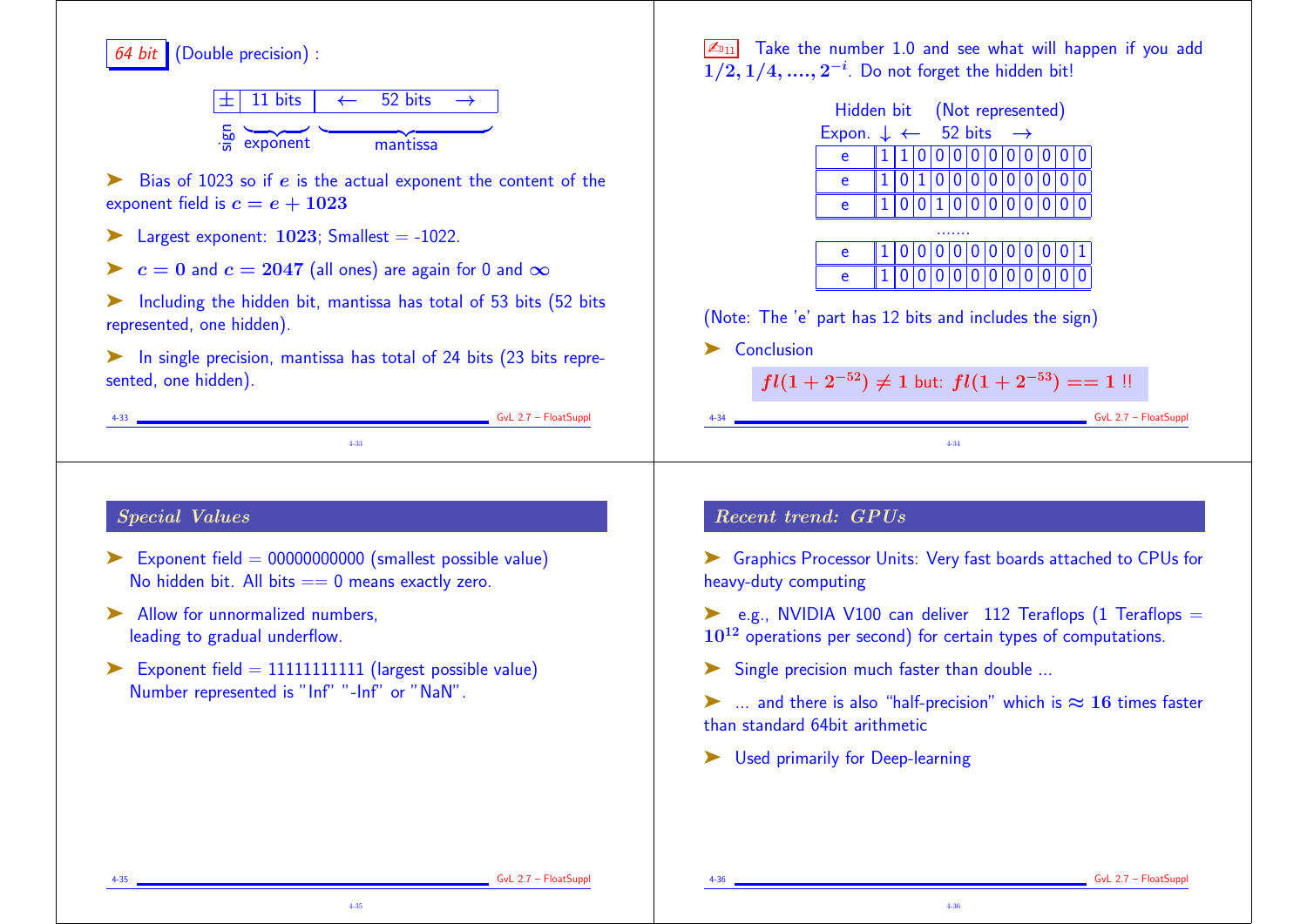*64 bit* (Double precision) :

| ± | 11 bits | ← 52 bits → |
|---|---|---|
| sign | exponent | mantissa |

- Bias of 1023 so if $e$ is the actual exponent the content of the exponent field is $c = e + 1023$
- Largest exponent: $1023$; Smallest = -1022.
- $c = 0$ and $c = 2047$ (all ones) are again for 0 and $\infty$
- Including the hidden bit, mantissa has total of 53 bits (52 bits represented, one hidden).
- In single precision, mantissa has total of 24 bits (23 bits represented, one hidden).

✍11 Take the number 1.0 and see what will happen if you add $1/2, 1/4, ...., 2^{-i}$. Do not forget the hidden bit!

Hidden bit (Not represented)

Expon. ↓ ← 52 bits →

| | | | | | | | | | | | | |
|---|---|---|---|---|---|---|---|---|---|---|---|---|
| e | 1 | 1 | 0 | 0 | 0 | 0 | 0 | 0 | 0 | 0 | 0 | 0 |
| e | 1 | 0 | 1 | 0 | 0 | 0 | 0 | 0 | 0 | 0 | 0 | 0 |
| e | 1 | 0 | 0 | 1 | 0 | 0 | 0 | 0 | 0 | 0 | 0 | 0 |
| ....... | | | | | | | | | | | | |
| e | 1 | 0 | 0 | 0 | 0 | 0 | 0 | 0 | 0 | 0 | 0 | 1 |
| e | 1 | 0 | 0 | 0 | 0 | 0 | 0 | 0 | 0 | 0 | 0 | 0 |

(Note: The 'e' part has 12 bits and includes the sign)

- Conclusion

  $fl(1 + 2^{-52}) \neq 1$ but: $fl(1 + 2^{-53}) == 1$ !!

## *Special Values*

- Exponent field = 00000000000 (smallest possible value)
  No hidden bit. All bits == 0 means exactly zero.
- Allow for unnormalized numbers,
  leading to gradual underflow.
- Exponent field = 11111111111 (largest possible value)
  Number represented is "Inf" "-Inf" or "NaN".

## *Recent trend: GPUs*

- Graphics Processor Units: Very fast boards attached to CPUs for heavy-duty computing
- e.g., NVIDIA V100 can deliver 112 Teraflops (1 Teraflops = $10^{12}$ operations per second) for certain types of computations.
- Single precision much faster than double ...
- ... and there is also "half-precision" which is $\approx 16$ times faster than standard 64bit arithmetic
- Used primarily for Deep-learning